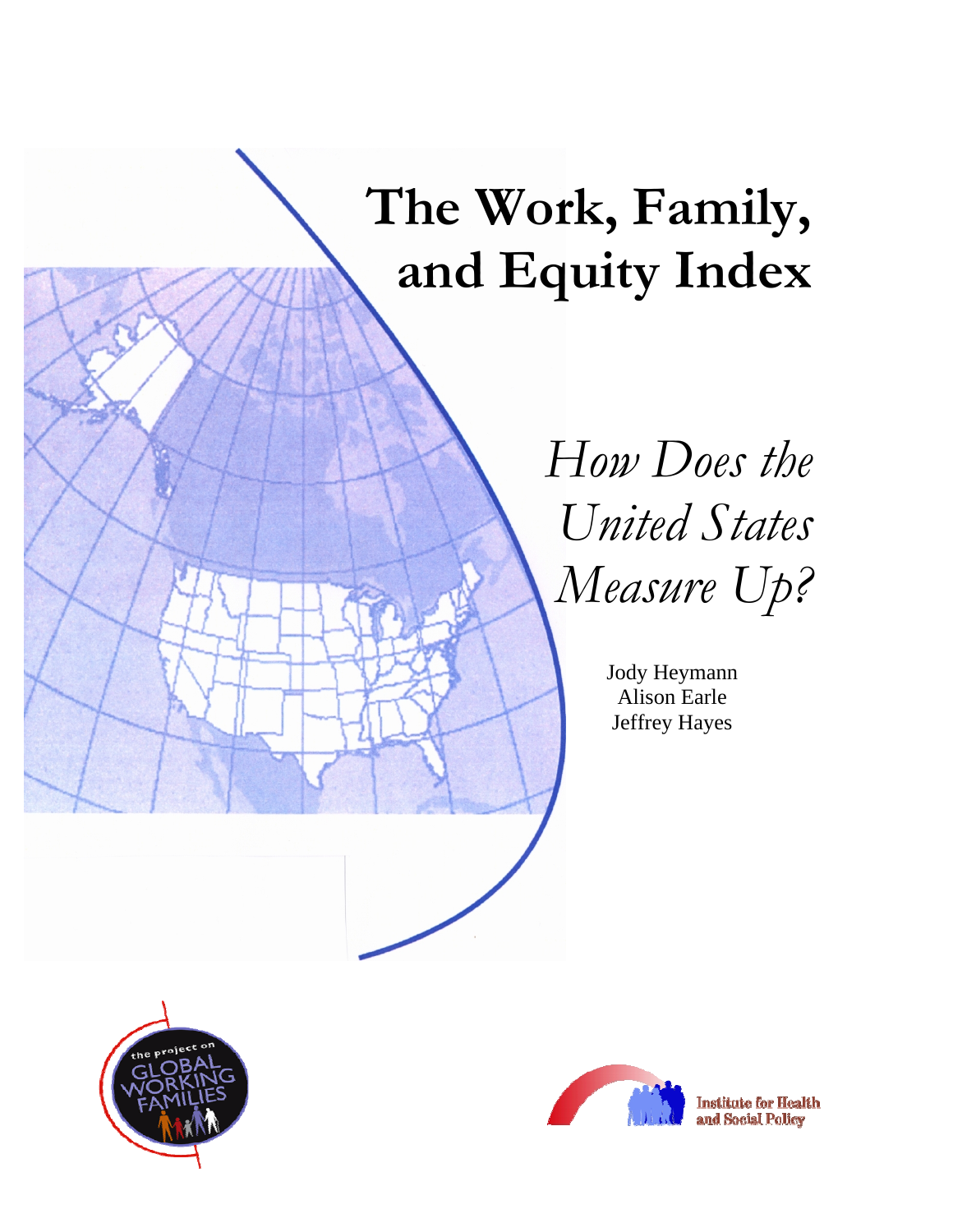# The Work, Family, and Equity Index

## *How Does the United States Measure Up?*

Jody Heymann
Alison Earle
Jeffrey Hayes

the project on GLOBAL WORKING FAMILIES

Institute for Health and Social Policy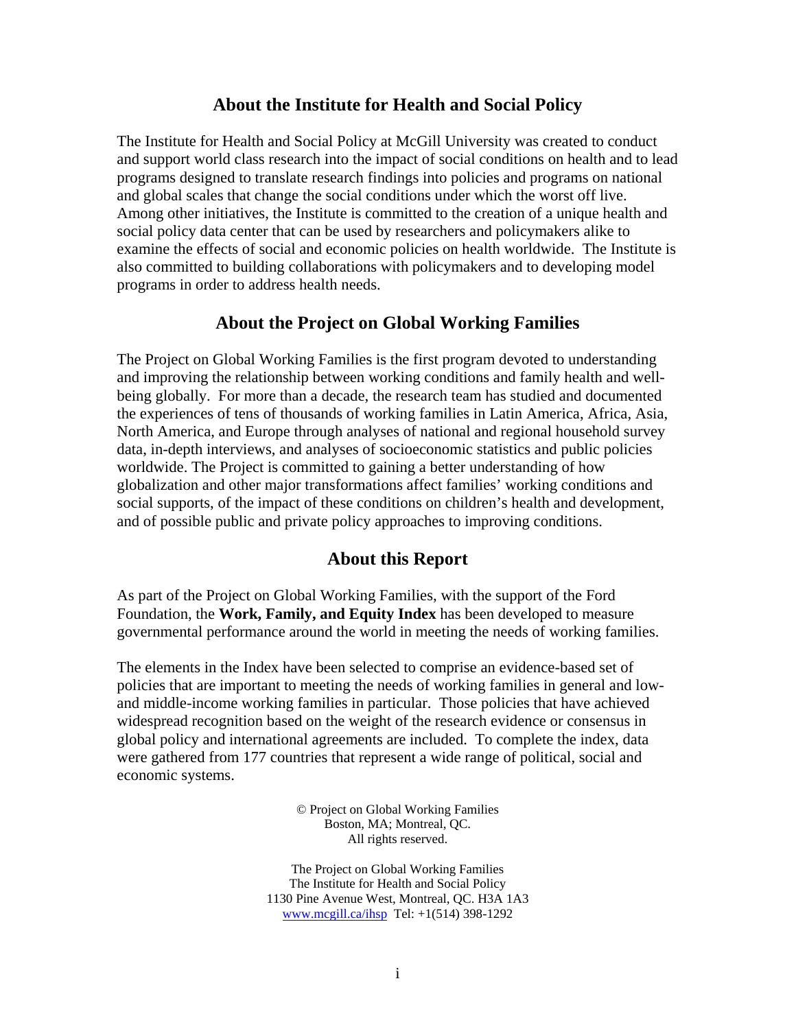## About the Institute for Health and Social Policy

The Institute for Health and Social Policy at McGill University was created to conduct and support world class research into the impact of social conditions on health and to lead programs designed to translate research findings into policies and programs on national and global scales that change the social conditions under which the worst off live. Among other initiatives, the Institute is committed to the creation of a unique health and social policy data center that can be used by researchers and policymakers alike to examine the effects of social and economic policies on health worldwide. The Institute is also committed to building collaborations with policymakers and to developing model programs in order to address health needs.

## About the Project on Global Working Families

The Project on Global Working Families is the first program devoted to understanding and improving the relationship between working conditions and family health and well-being globally. For more than a decade, the research team has studied and documented the experiences of tens of thousands of working families in Latin America, Africa, Asia, North America, and Europe through analyses of national and regional household survey data, in-depth interviews, and analyses of socioeconomic statistics and public policies worldwide. The Project is committed to gaining a better understanding of how globalization and other major transformations affect families' working conditions and social supports, of the impact of these conditions on children's health and development, and of possible public and private policy approaches to improving conditions.

## About this Report

As part of the Project on Global Working Families, with the support of the Ford Foundation, the **Work, Family, and Equity Index** has been developed to measure governmental performance around the world in meeting the needs of working families.

The elements in the Index have been selected to comprise an evidence-based set of policies that are important to meeting the needs of working families in general and low- and middle-income working families in particular. Those policies that have achieved widespread recognition based on the weight of the research evidence or consensus in global policy and international agreements are included. To complete the index, data were gathered from 177 countries that represent a wide range of political, social and economic systems.

© Project on Global Working Families
Boston, MA; Montreal, QC.
All rights reserved.

The Project on Global Working Families
The Institute for Health and Social Policy
1130 Pine Avenue West, Montreal, QC. H3A 1A3
www.mcgill.ca/ihsp Tel: +1(514) 398-1292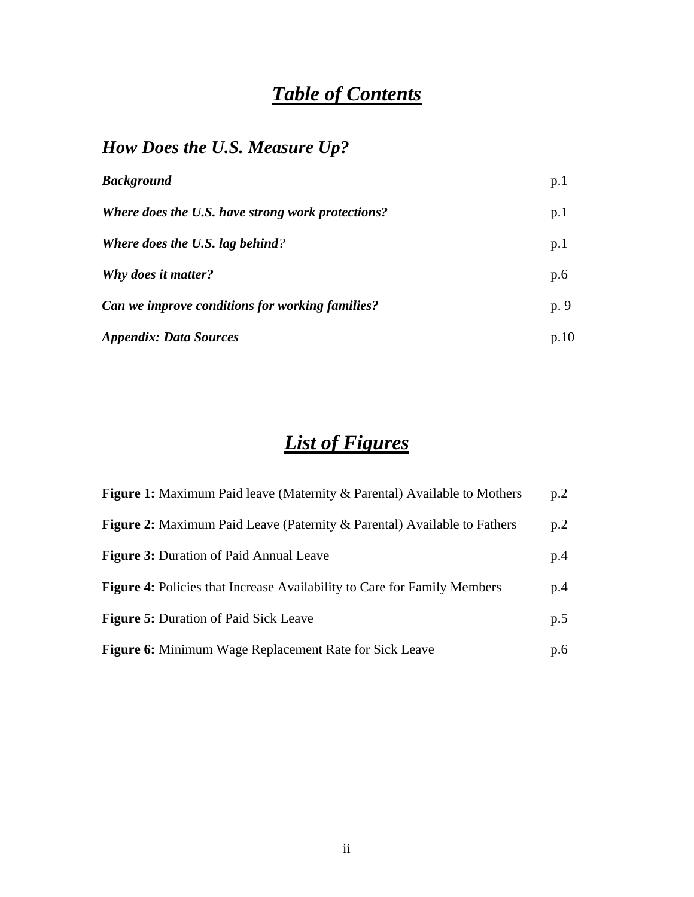# ***Table of Contents***

## *How Does the U.S. Measure Up?*

| | |
|---|---|
| ***Background*** | p.1 |
| ***Where does the U.S. have strong work protections?*** | p.1 |
| ***Where does the U.S. lag behind?*** | p.1 |
| ***Why does it matter?*** | p.6 |
| ***Can we improve conditions for working families?*** | p. 9 |
| ***Appendix: Data Sources*** | p.10 |

# ***List of Figures***

| | |
|---|---|
| **Figure 1:** Maximum Paid leave (Maternity & Parental) Available to Mothers | p.2 |
| **Figure 2:** Maximum Paid Leave (Paternity & Parental) Available to Fathers | p.2 |
| **Figure 3:** Duration of Paid Annual Leave | p.4 |
| **Figure 4:** Policies that Increase Availability to Care for Family Members | p.4 |
| **Figure 5:** Duration of Paid Sick Leave | p.5 |
| **Figure 6:** Minimum Wage Replacement Rate for Sick Leave | p.6 |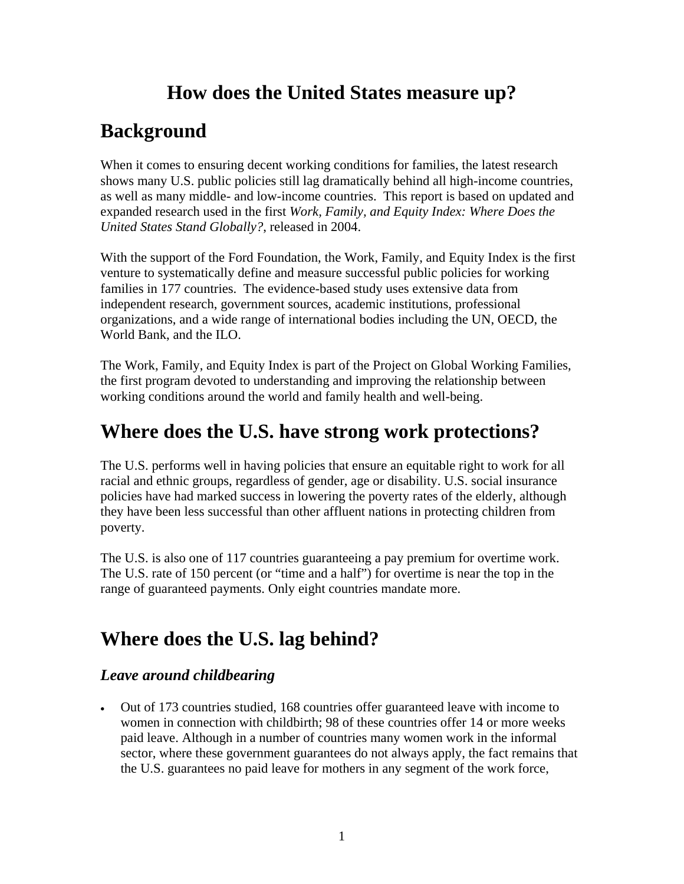# How does the United States measure up?

## Background

When it comes to ensuring decent working conditions for families, the latest research shows many U.S. public policies still lag dramatically behind all high-income countries, as well as many middle- and low-income countries. This report is based on updated and expanded research used in the first *Work, Family, and Equity Index: Where Does the United States Stand Globally?*, released in 2004.

With the support of the Ford Foundation, the Work, Family, and Equity Index is the first venture to systematically define and measure successful public policies for working families in 177 countries. The evidence-based study uses extensive data from independent research, government sources, academic institutions, professional organizations, and a wide range of international bodies including the UN, OECD, the World Bank, and the ILO.

The Work, Family, and Equity Index is part of the Project on Global Working Families, the first program devoted to understanding and improving the relationship between working conditions around the world and family health and well-being.

## Where does the U.S. have strong work protections?

The U.S. performs well in having policies that ensure an equitable right to work for all racial and ethnic groups, regardless of gender, age or disability. U.S. social insurance policies have had marked success in lowering the poverty rates of the elderly, although they have been less successful than other affluent nations in protecting children from poverty.

The U.S. is also one of 117 countries guaranteeing a pay premium for overtime work. The U.S. rate of 150 percent (or "time and a half") for overtime is near the top in the range of guaranteed payments. Only eight countries mandate more.

## Where does the U.S. lag behind?

### *Leave around childbearing*

- Out of 173 countries studied, 168 countries offer guaranteed leave with income to women in connection with childbirth; 98 of these countries offer 14 or more weeks paid leave. Although in a number of countries many women work in the informal sector, where these government guarantees do not always apply, the fact remains that the U.S. guarantees no paid leave for mothers in any segment of the work force,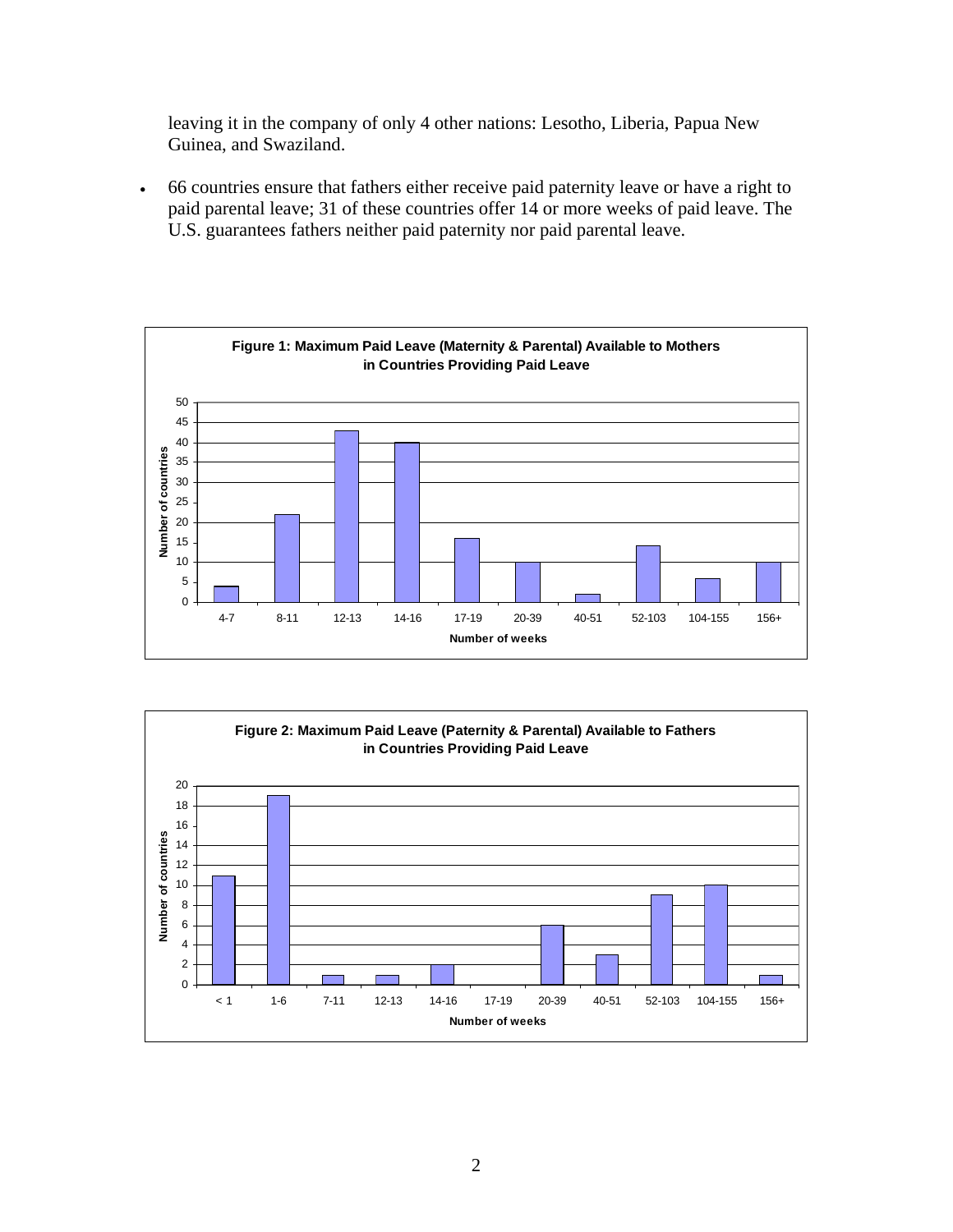leaving it in the company of only 4 other nations: Lesotho, Liberia, Papua New Guinea, and Swaziland.

- 66 countries ensure that fathers either receive paid paternity leave or have a right to paid parental leave; 31 of these countries offer 14 or more weeks of paid leave. The U.S. guarantees fathers neither paid paternity nor paid parental leave.

**Figure 1: Maximum Paid Leave (Maternity & Parental) Available to Mothers in Countries Providing Paid Leave**

| Number of weeks | Number of countries |
|---|---|
| 4-7 | 4 |
| 8-11 | 22 |
| 12-13 | 43 |
| 14-16 | 40 |
| 17-19 | 16 |
| 20-39 | 10 |
| 40-51 | 2 |
| 52-103 | 14 |
| 104-155 | 6 |
| 156+ | 10 |

**Figure 2: Maximum Paid Leave (Paternity & Parental) Available to Fathers in Countries Providing Paid Leave**

| Number of weeks | Number of countries |
|---|---|
| < 1 | 11 |
| 1-6 | 19 |
| 7-11 | 1 |
| 12-13 | 1 |
| 14-16 | 2 |
| 17-19 | 0 |
| 20-39 | 6 |
| 40-51 | 3 |
| 52-103 | 9 |
| 104-155 | 10 |
| 156+ | 1 |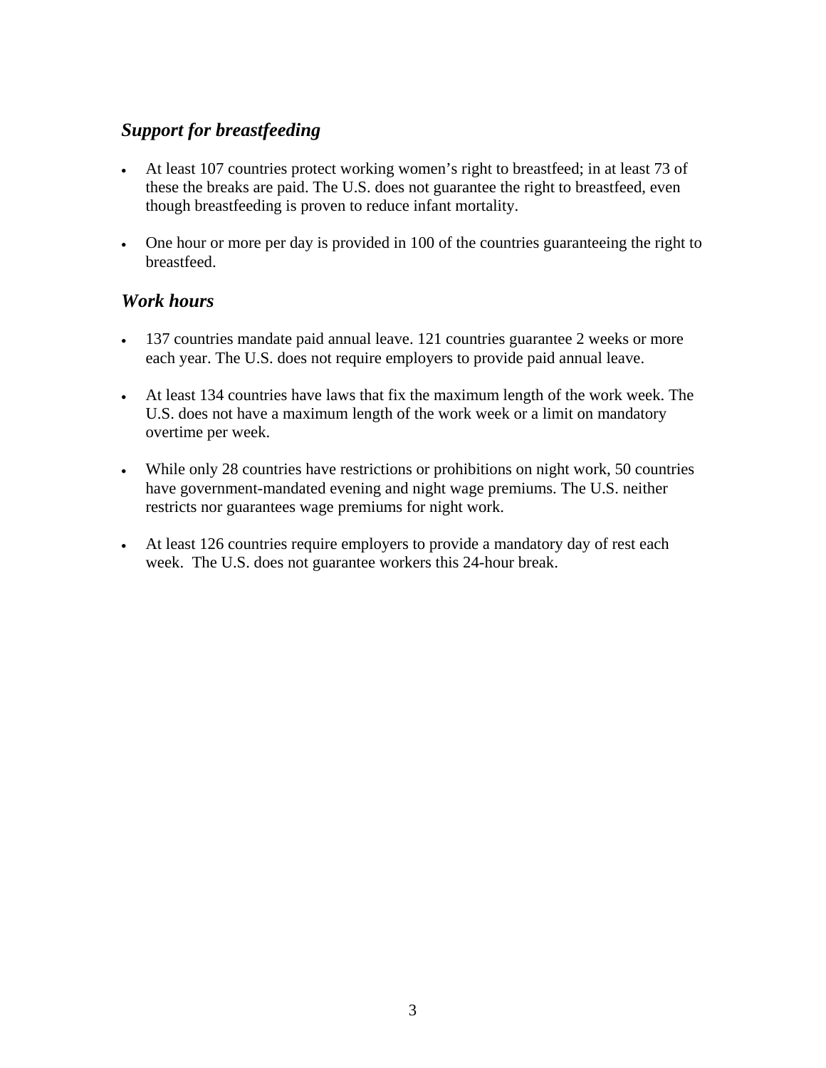### *Support for breastfeeding*

- At least 107 countries protect working women's right to breastfeed; in at least 73 of these the breaks are paid. The U.S. does not guarantee the right to breastfeed, even though breastfeeding is proven to reduce infant mortality.

- One hour or more per day is provided in 100 of the countries guaranteeing the right to breastfeed.

### *Work hours*

- 137 countries mandate paid annual leave. 121 countries guarantee 2 weeks or more each year. The U.S. does not require employers to provide paid annual leave.

- At least 134 countries have laws that fix the maximum length of the work week. The U.S. does not have a maximum length of the work week or a limit on mandatory overtime per week.

- While only 28 countries have restrictions or prohibitions on night work, 50 countries have government-mandated evening and night wage premiums. The U.S. neither restricts nor guarantees wage premiums for night work.

- At least 126 countries require employers to provide a mandatory day of rest each week. The U.S. does not guarantee workers this 24-hour break.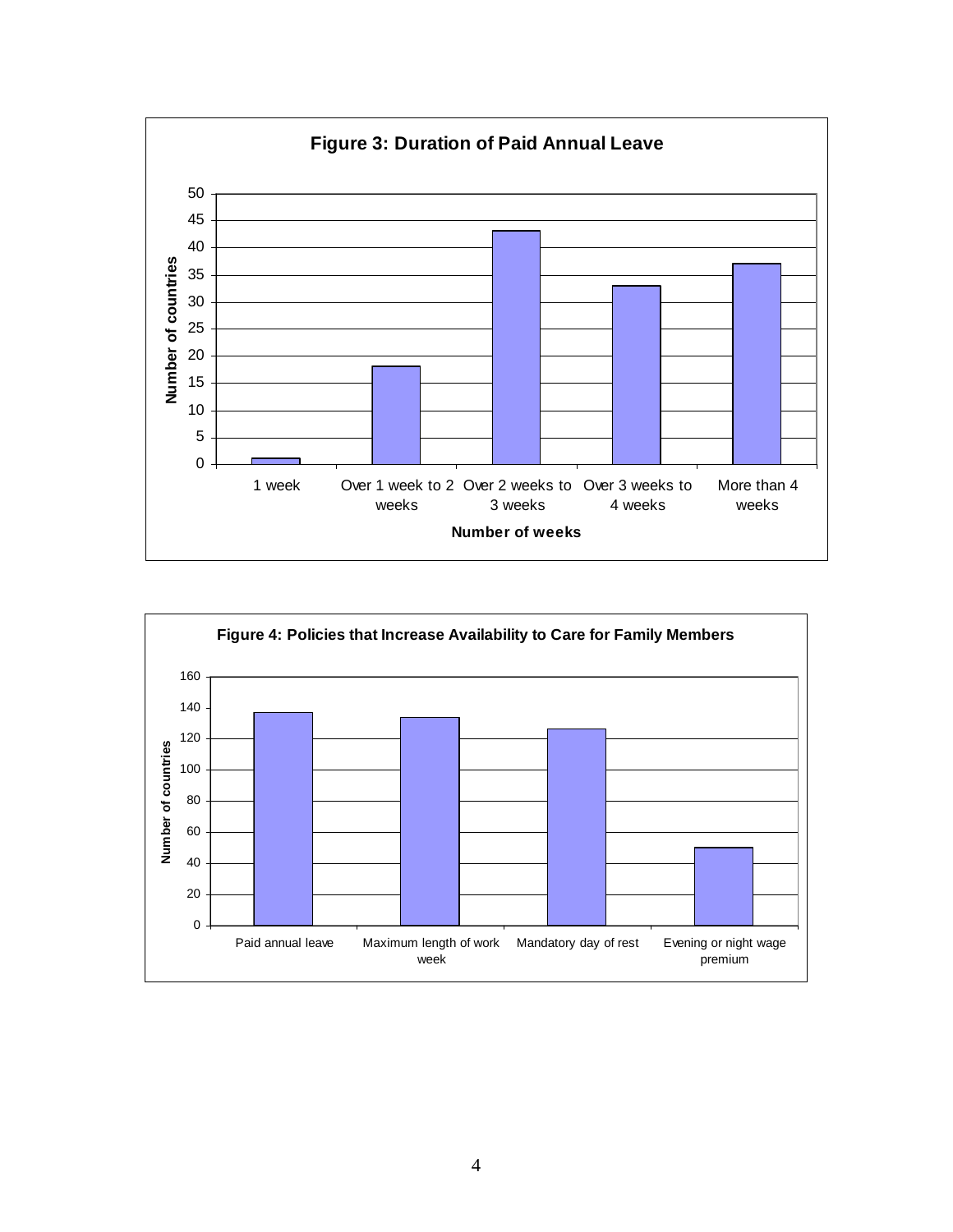**Figure 3: Duration of Paid Annual Leave**

**Figure 4: Policies that Increase Availability to Care for Family Members**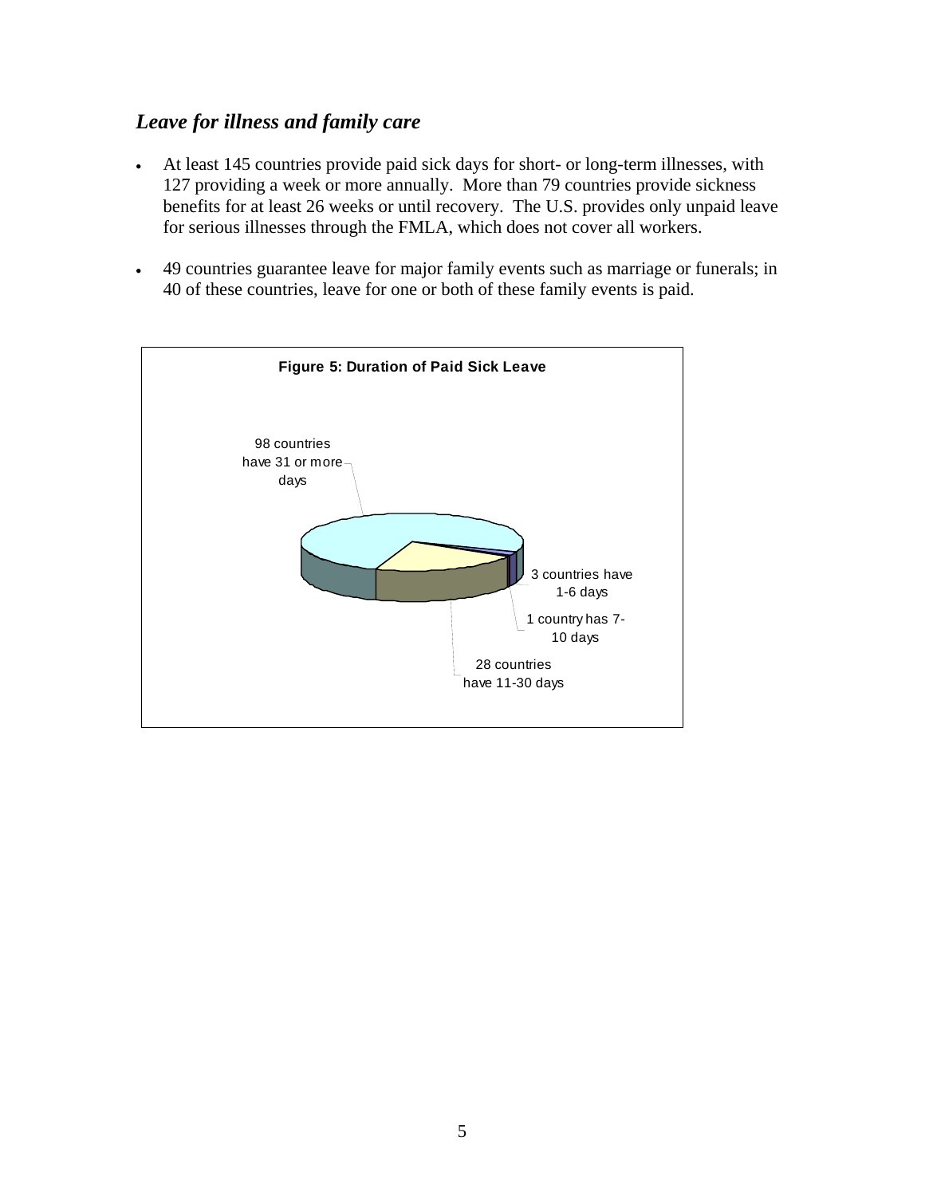### *Leave for illness and family care*

- At least 145 countries provide paid sick days for short- or long-term illnesses, with 127 providing a week or more annually. More than 79 countries provide sickness benefits for at least 26 weeks or until recovery. The U.S. provides only unpaid leave for serious illnesses through the FMLA, which does not cover all workers.
- 49 countries guarantee leave for major family events such as marriage or funerals; in 40 of these countries, leave for one or both of these family events is paid.

**Figure 5: Duration of Paid Sick Leave**

98 countries have 31 or more days

3 countries have 1-6 days

1 country has 7-10 days

28 countries have 11-30 days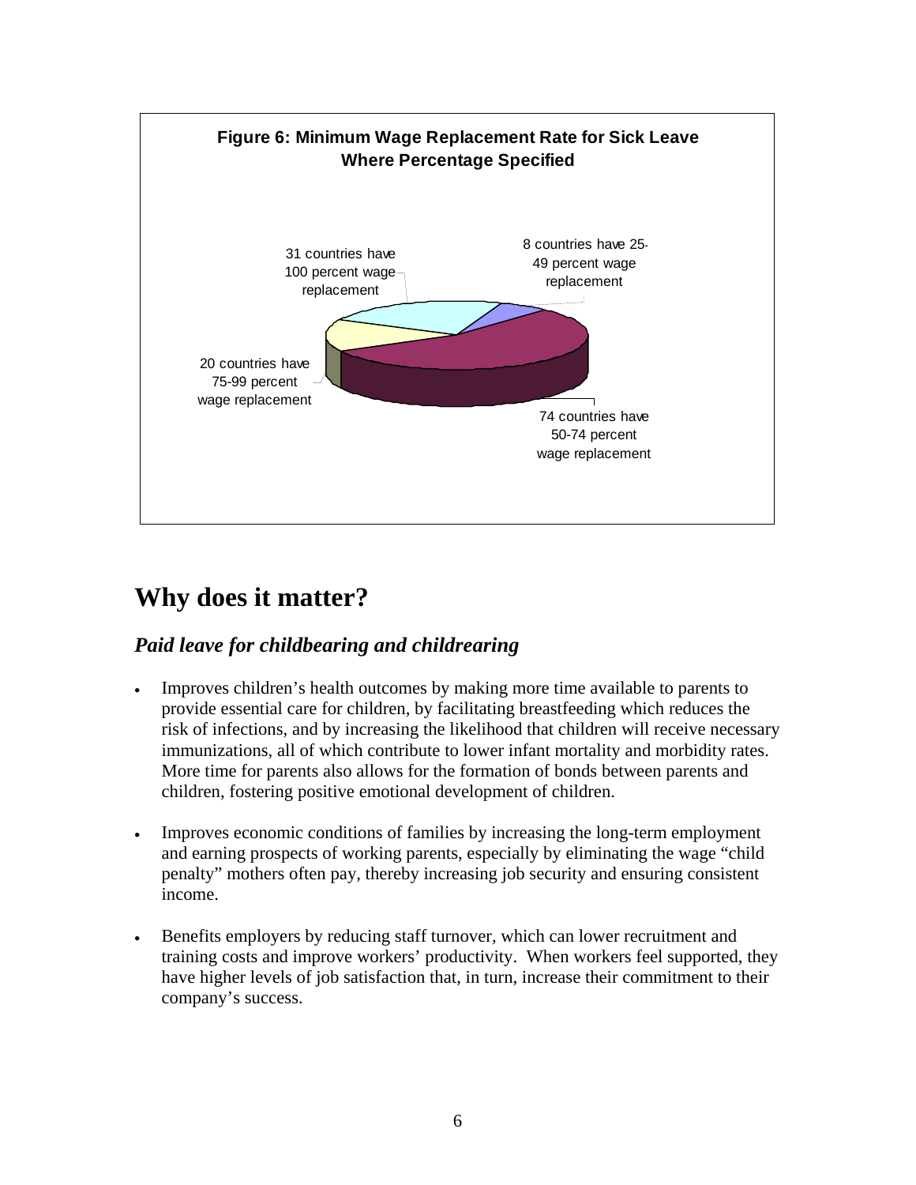**Figure 6: Minimum Wage Replacement Rate for Sick Leave Where Percentage Specified**

31 countries have 100 percent wage replacement

8 countries have 25-49 percent wage replacement

20 countries have 75-99 percent wage replacement

74 countries have 50-74 percent wage replacement

# Why does it matter?

## *Paid leave for childbearing and childrearing*

- Improves children's health outcomes by making more time available to parents to provide essential care for children, by facilitating breastfeeding which reduces the risk of infections, and by increasing the likelihood that children will receive necessary immunizations, all of which contribute to lower infant mortality and morbidity rates. More time for parents also allows for the formation of bonds between parents and children, fostering positive emotional development of children.

- Improves economic conditions of families by increasing the long-term employment and earning prospects of working parents, especially by eliminating the wage "child penalty" mothers often pay, thereby increasing job security and ensuring consistent income.

- Benefits employers by reducing staff turnover, which can lower recruitment and training costs and improve workers' productivity. When workers feel supported, they have higher levels of job satisfaction that, in turn, increase their commitment to their company's success.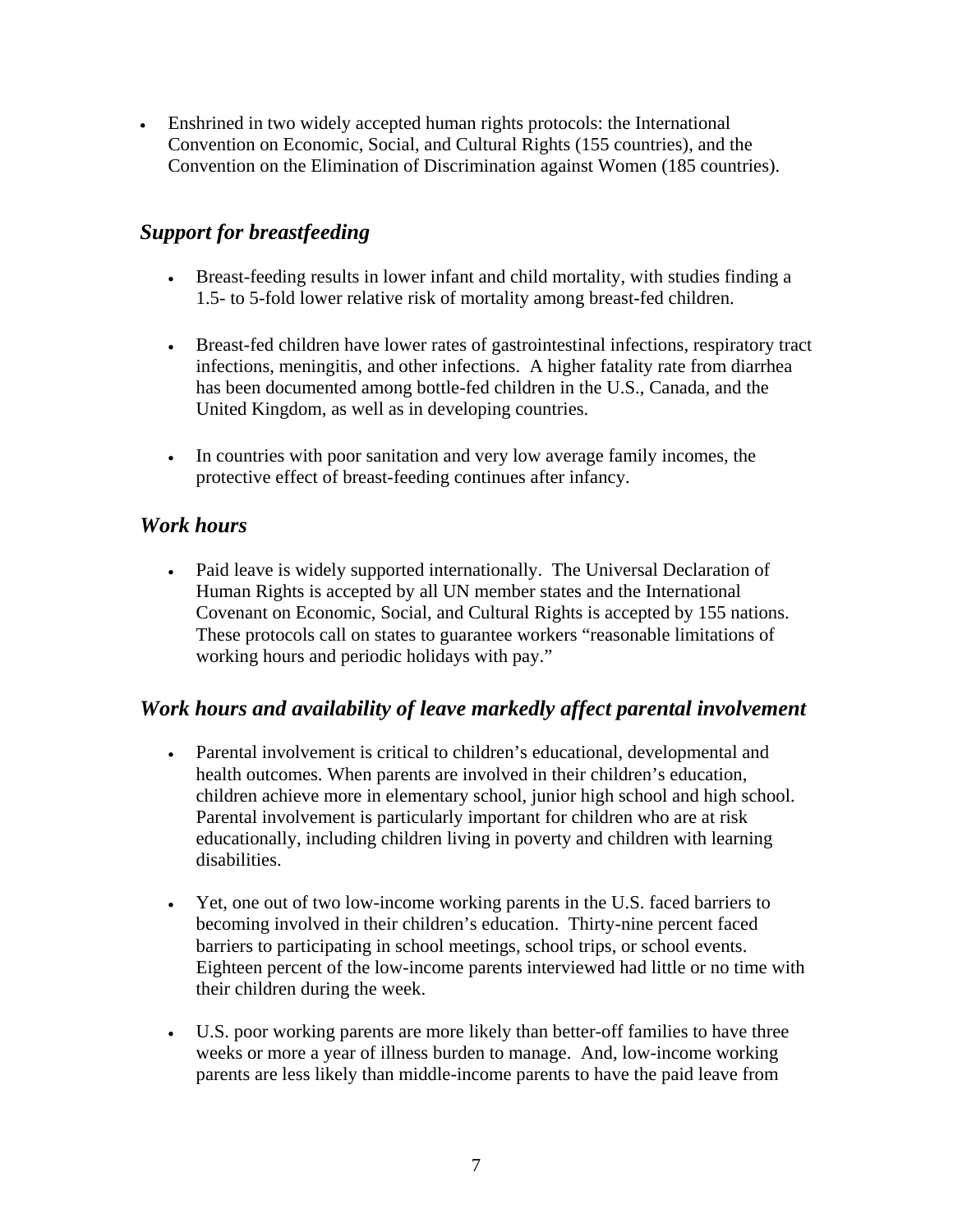- Enshrined in two widely accepted human rights protocols: the International Convention on Economic, Social, and Cultural Rights (155 countries), and the Convention on the Elimination of Discrimination against Women (185 countries).

### *Support for breastfeeding*

- Breast-feeding results in lower infant and child mortality, with studies finding a 1.5- to 5-fold lower relative risk of mortality among breast-fed children.
- Breast-fed children have lower rates of gastrointestinal infections, respiratory tract infections, meningitis, and other infections. A higher fatality rate from diarrhea has been documented among bottle-fed children in the U.S., Canada, and the United Kingdom, as well as in developing countries.
- In countries with poor sanitation and very low average family incomes, the protective effect of breast-feeding continues after infancy.

### *Work hours*

- Paid leave is widely supported internationally. The Universal Declaration of Human Rights is accepted by all UN member states and the International Covenant on Economic, Social, and Cultural Rights is accepted by 155 nations. These protocols call on states to guarantee workers "reasonable limitations of working hours and periodic holidays with pay."

### *Work hours and availability of leave markedly affect parental involvement*

- Parental involvement is critical to children's educational, developmental and health outcomes. When parents are involved in their children's education, children achieve more in elementary school, junior high school and high school. Parental involvement is particularly important for children who are at risk educationally, including children living in poverty and children with learning disabilities.
- Yet, one out of two low-income working parents in the U.S. faced barriers to becoming involved in their children's education. Thirty-nine percent faced barriers to participating in school meetings, school trips, or school events. Eighteen percent of the low-income parents interviewed had little or no time with their children during the week.
- U.S. poor working parents are more likely than better-off families to have three weeks or more a year of illness burden to manage. And, low-income working parents are less likely than middle-income parents to have the paid leave from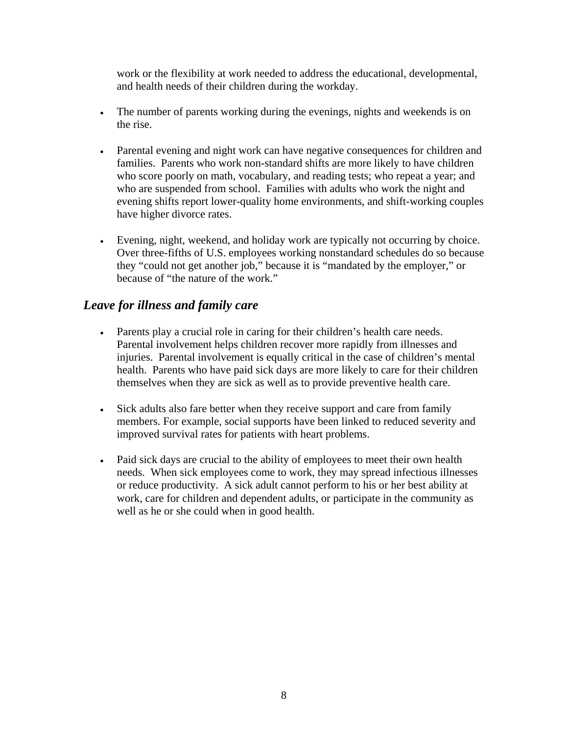work or the flexibility at work needed to address the educational, developmental, and health needs of their children during the workday.

- The number of parents working during the evenings, nights and weekends is on the rise.
- Parental evening and night work can have negative consequences for children and families. Parents who work non-standard shifts are more likely to have children who score poorly on math, vocabulary, and reading tests; who repeat a year; and who are suspended from school. Families with adults who work the night and evening shifts report lower-quality home environments, and shift-working couples have higher divorce rates.
- Evening, night, weekend, and holiday work are typically not occurring by choice. Over three-fifths of U.S. employees working nonstandard schedules do so because they "could not get another job," because it is "mandated by the employer," or because of "the nature of the work."

## *Leave for illness and family care*

- Parents play a crucial role in caring for their children's health care needs. Parental involvement helps children recover more rapidly from illnesses and injuries. Parental involvement is equally critical in the case of children's mental health. Parents who have paid sick days are more likely to care for their children themselves when they are sick as well as to provide preventive health care.
- Sick adults also fare better when they receive support and care from family members. For example, social supports have been linked to reduced severity and improved survival rates for patients with heart problems.
- Paid sick days are crucial to the ability of employees to meet their own health needs. When sick employees come to work, they may spread infectious illnesses or reduce productivity. A sick adult cannot perform to his or her best ability at work, care for children and dependent adults, or participate in the community as well as he or she could when in good health.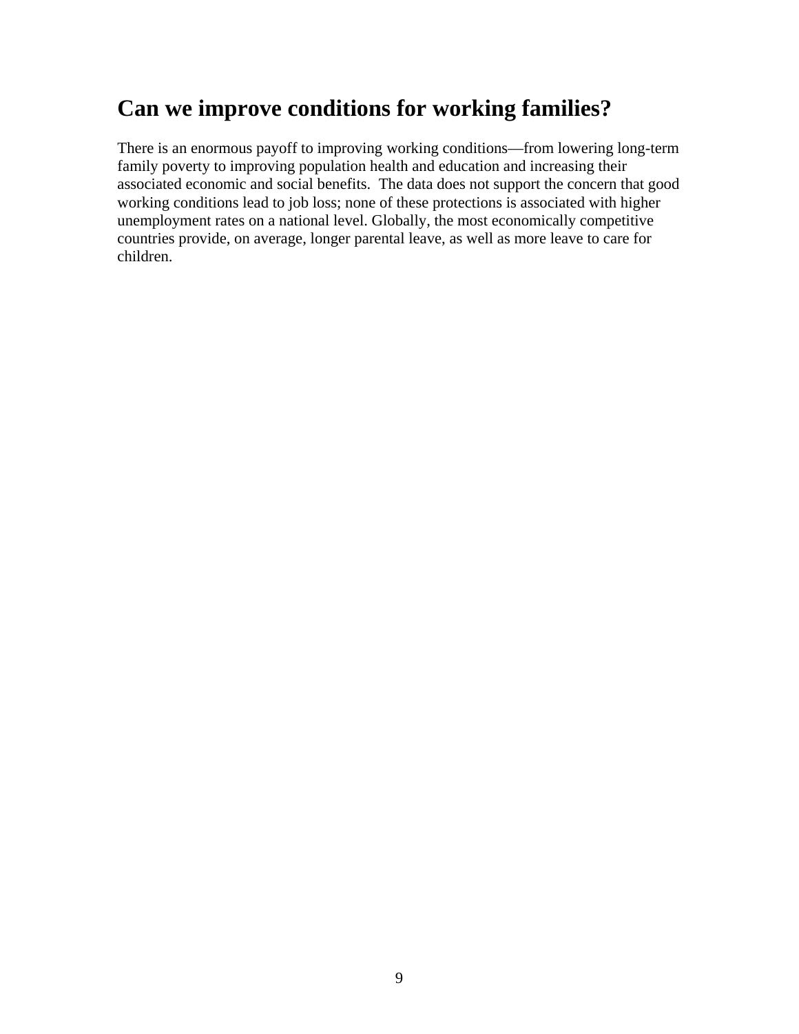## Can we improve conditions for working families?

There is an enormous payoff to improving working conditions—from lowering long-term family poverty to improving population health and education and increasing their associated economic and social benefits. The data does not support the concern that good working conditions lead to job loss; none of these protections is associated with higher unemployment rates on a national level. Globally, the most economically competitive countries provide, on average, longer parental leave, as well as more leave to care for children.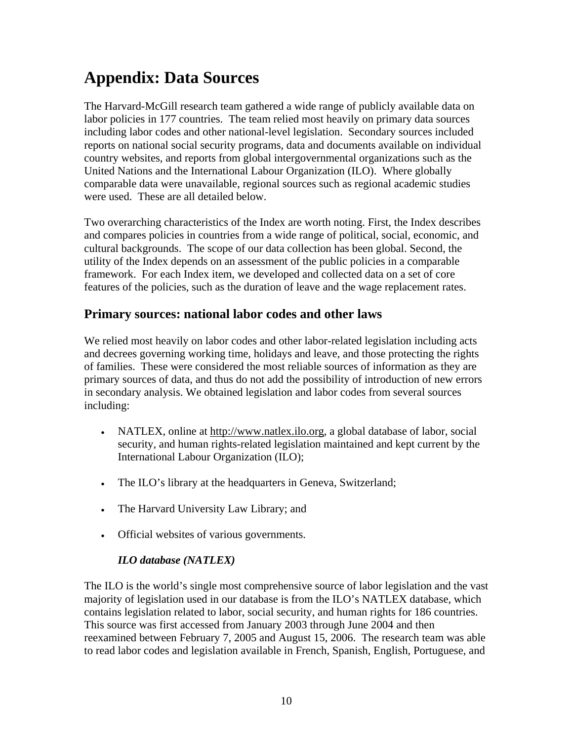# Appendix: Data Sources

The Harvard-McGill research team gathered a wide range of publicly available data on labor policies in 177 countries. The team relied most heavily on primary data sources including labor codes and other national-level legislation. Secondary sources included reports on national social security programs, data and documents available on individual country websites, and reports from global intergovernmental organizations such as the United Nations and the International Labour Organization (ILO). Where globally comparable data were unavailable, regional sources such as regional academic studies were used. These are all detailed below.

Two overarching characteristics of the Index are worth noting. First, the Index describes and compares policies in countries from a wide range of political, social, economic, and cultural backgrounds. The scope of our data collection has been global. Second, the utility of the Index depends on an assessment of the public policies in a comparable framework. For each Index item, we developed and collected data on a set of core features of the policies, such as the duration of leave and the wage replacement rates.

## Primary sources: national labor codes and other laws

We relied most heavily on labor codes and other labor-related legislation including acts and decrees governing working time, holidays and leave, and those protecting the rights of families. These were considered the most reliable sources of information as they are primary sources of data, and thus do not add the possibility of introduction of new errors in secondary analysis. We obtained legislation and labor codes from several sources including:

- NATLEX, online at http://www.natlex.ilo.org, a global database of labor, social security, and human rights-related legislation maintained and kept current by the International Labour Organization (ILO);
- The ILO's library at the headquarters in Geneva, Switzerland;
- The Harvard University Law Library; and
- Official websites of various governments.

### *ILO database (NATLEX)*

The ILO is the world's single most comprehensive source of labor legislation and the vast majority of legislation used in our database is from the ILO's NATLEX database, which contains legislation related to labor, social security, and human rights for 186 countries. This source was first accessed from January 2003 through June 2004 and then reexamined between February 7, 2005 and August 15, 2006. The research team was able to read labor codes and legislation available in French, Spanish, English, Portuguese, and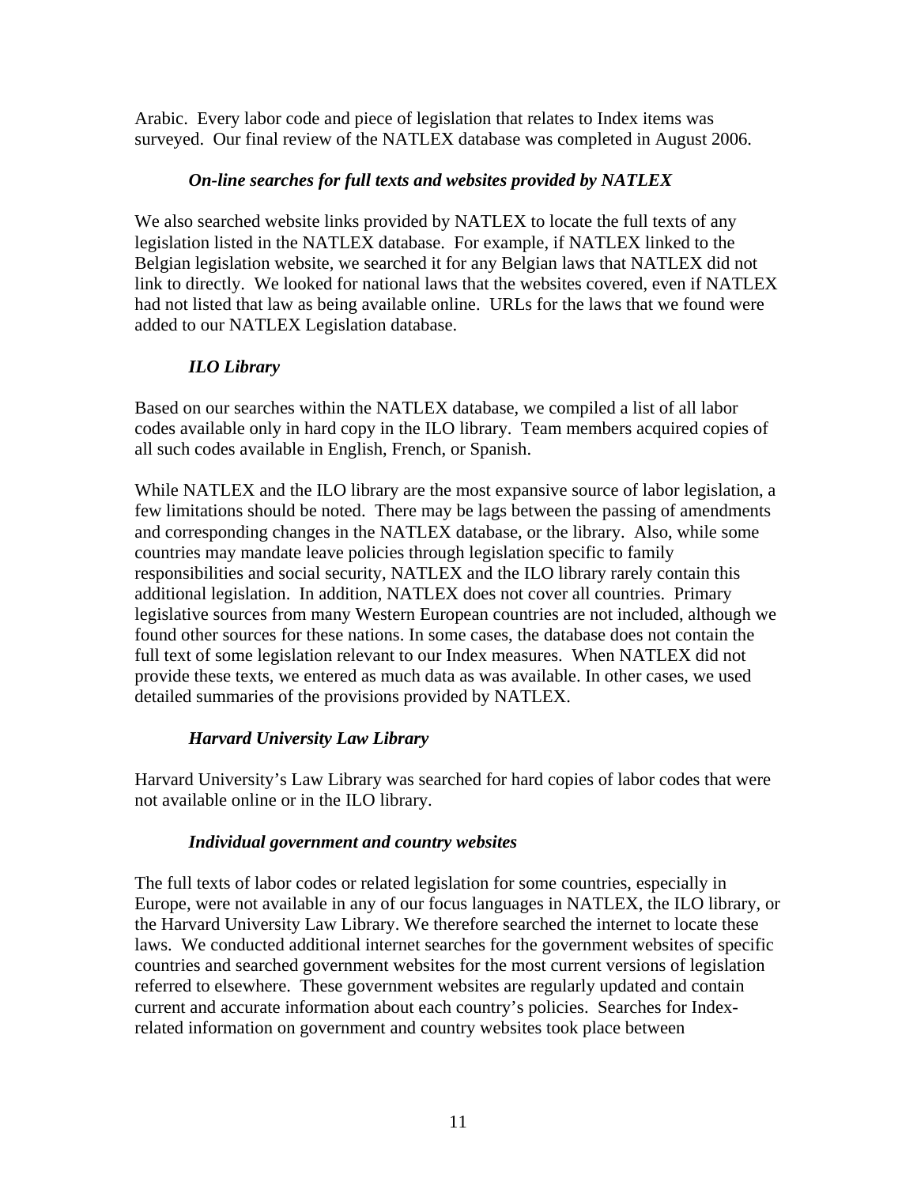Arabic. Every labor code and piece of legislation that relates to Index items was surveyed. Our final review of the NATLEX database was completed in August 2006.

### *On-line searches for full texts and websites provided by NATLEX*

We also searched website links provided by NATLEX to locate the full texts of any legislation listed in the NATLEX database. For example, if NATLEX linked to the Belgian legislation website, we searched it for any Belgian laws that NATLEX did not link to directly. We looked for national laws that the websites covered, even if NATLEX had not listed that law as being available online. URLs for the laws that we found were added to our NATLEX Legislation database.

### *ILO Library*

Based on our searches within the NATLEX database, we compiled a list of all labor codes available only in hard copy in the ILO library. Team members acquired copies of all such codes available in English, French, or Spanish.

While NATLEX and the ILO library are the most expansive source of labor legislation, a few limitations should be noted. There may be lags between the passing of amendments and corresponding changes in the NATLEX database, or the library. Also, while some countries may mandate leave policies through legislation specific to family responsibilities and social security, NATLEX and the ILO library rarely contain this additional legislation. In addition, NATLEX does not cover all countries. Primary legislative sources from many Western European countries are not included, although we found other sources for these nations. In some cases, the database does not contain the full text of some legislation relevant to our Index measures. When NATLEX did not provide these texts, we entered as much data as was available. In other cases, we used detailed summaries of the provisions provided by NATLEX.

### *Harvard University Law Library*

Harvard University's Law Library was searched for hard copies of labor codes that were not available online or in the ILO library.

### *Individual government and country websites*

The full texts of labor codes or related legislation for some countries, especially in Europe, were not available in any of our focus languages in NATLEX, the ILO library, or the Harvard University Law Library. We therefore searched the internet to locate these laws. We conducted additional internet searches for the government websites of specific countries and searched government websites for the most current versions of legislation referred to elsewhere. These government websites are regularly updated and contain current and accurate information about each country's policies. Searches for Index-related information on government and country websites took place between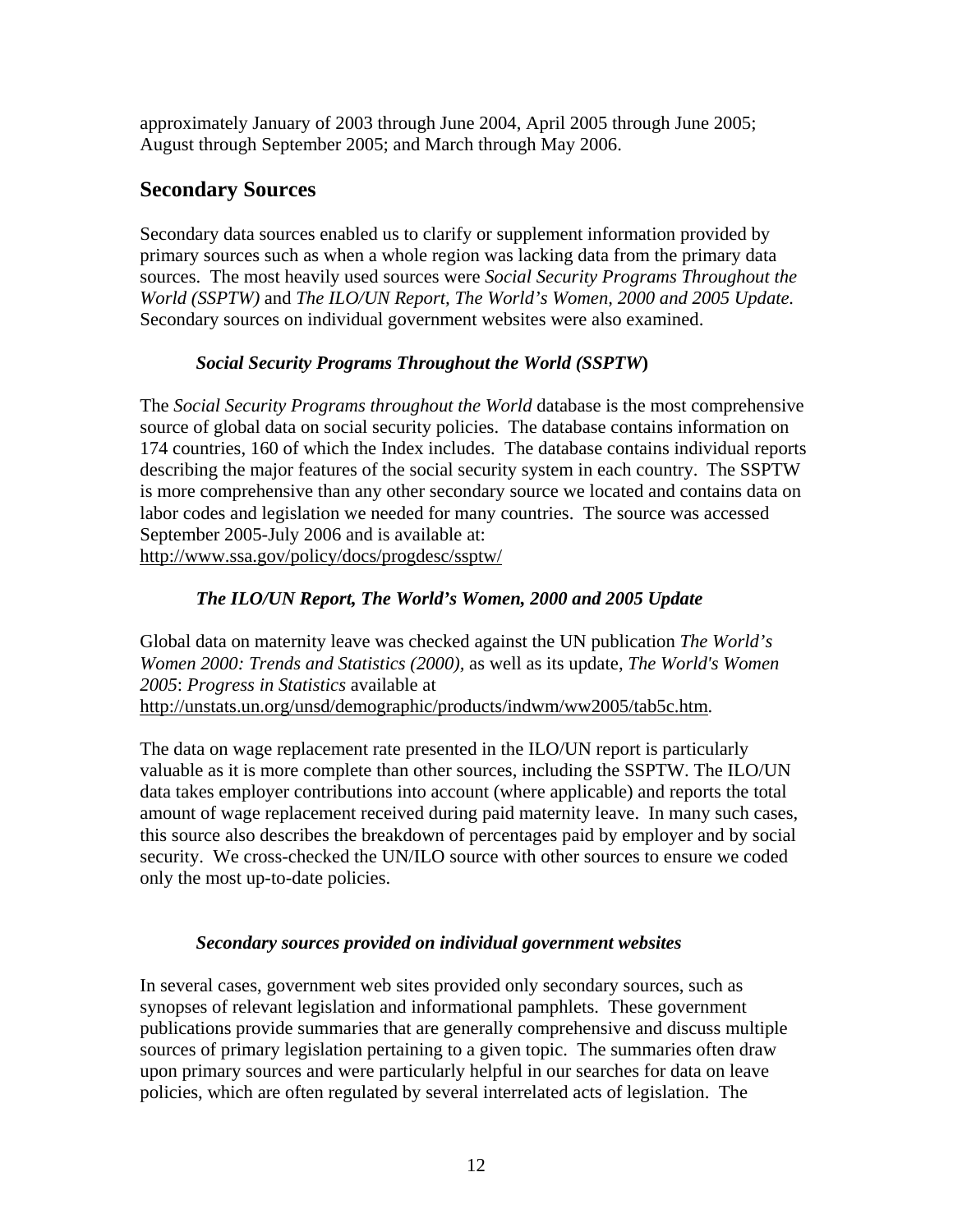approximately January of 2003 through June 2004, April 2005 through June 2005; August through September 2005; and March through May 2006.

## Secondary Sources

Secondary data sources enabled us to clarify or supplement information provided by primary sources such as when a whole region was lacking data from the primary data sources. The most heavily used sources were *Social Security Programs Throughout the World (SSPTW)* and *The ILO/UN Report, The World's Women, 2000 and 2005 Update.* Secondary sources on individual government websites were also examined.

### *Social Security Programs Throughout the World (SSPTW)*

The *Social Security Programs throughout the World* database is the most comprehensive source of global data on social security policies. The database contains information on 174 countries, 160 of which the Index includes. The database contains individual reports describing the major features of the social security system in each country. The SSPTW is more comprehensive than any other secondary source we located and contains data on labor codes and legislation we needed for many countries. The source was accessed September 2005-July 2006 and is available at: http://www.ssa.gov/policy/docs/progdesc/ssptw/

### *The ILO/UN Report, The World's Women, 2000 and 2005 Update*

Global data on maternity leave was checked against the UN publication *The World's Women 2000: Trends and Statistics (2000),* as well as its update, *The World's Women 2005*: *Progress in Statistics* available at http://unstats.un.org/unsd/demographic/products/indwm/ww2005/tab5c.htm.

The data on wage replacement rate presented in the ILO/UN report is particularly valuable as it is more complete than other sources, including the SSPTW. The ILO/UN data takes employer contributions into account (where applicable) and reports the total amount of wage replacement received during paid maternity leave. In many such cases, this source also describes the breakdown of percentages paid by employer and by social security. We cross-checked the UN/ILO source with other sources to ensure we coded only the most up-to-date policies.

### *Secondary sources provided on individual government websites*

In several cases, government web sites provided only secondary sources, such as synopses of relevant legislation and informational pamphlets. These government publications provide summaries that are generally comprehensive and discuss multiple sources of primary legislation pertaining to a given topic. The summaries often draw upon primary sources and were particularly helpful in our searches for data on leave policies, which are often regulated by several interrelated acts of legislation. The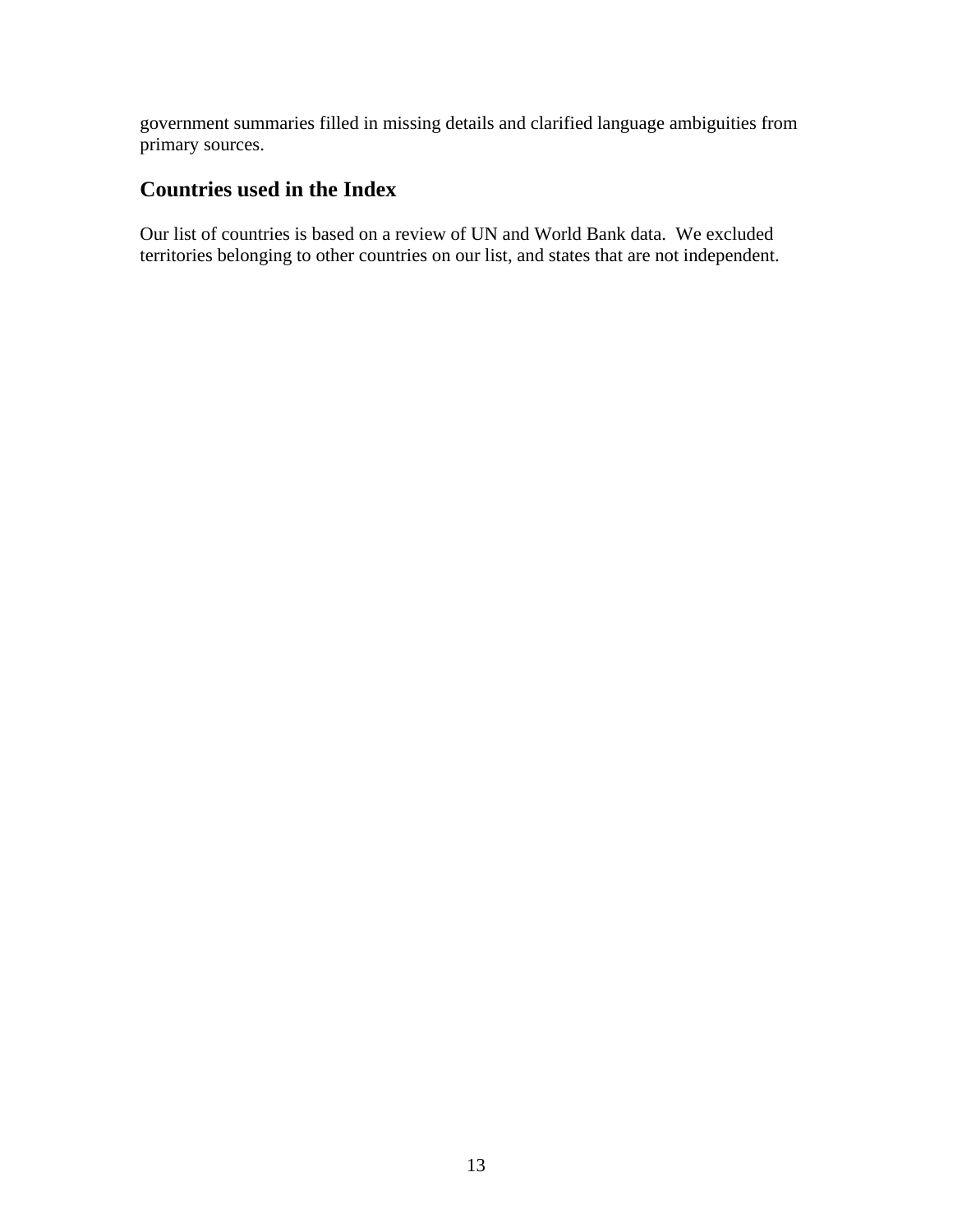government summaries filled in missing details and clarified language ambiguities from primary sources.

## Countries used in the Index

Our list of countries is based on a review of UN and World Bank data. We excluded territories belonging to other countries on our list, and states that are not independent.